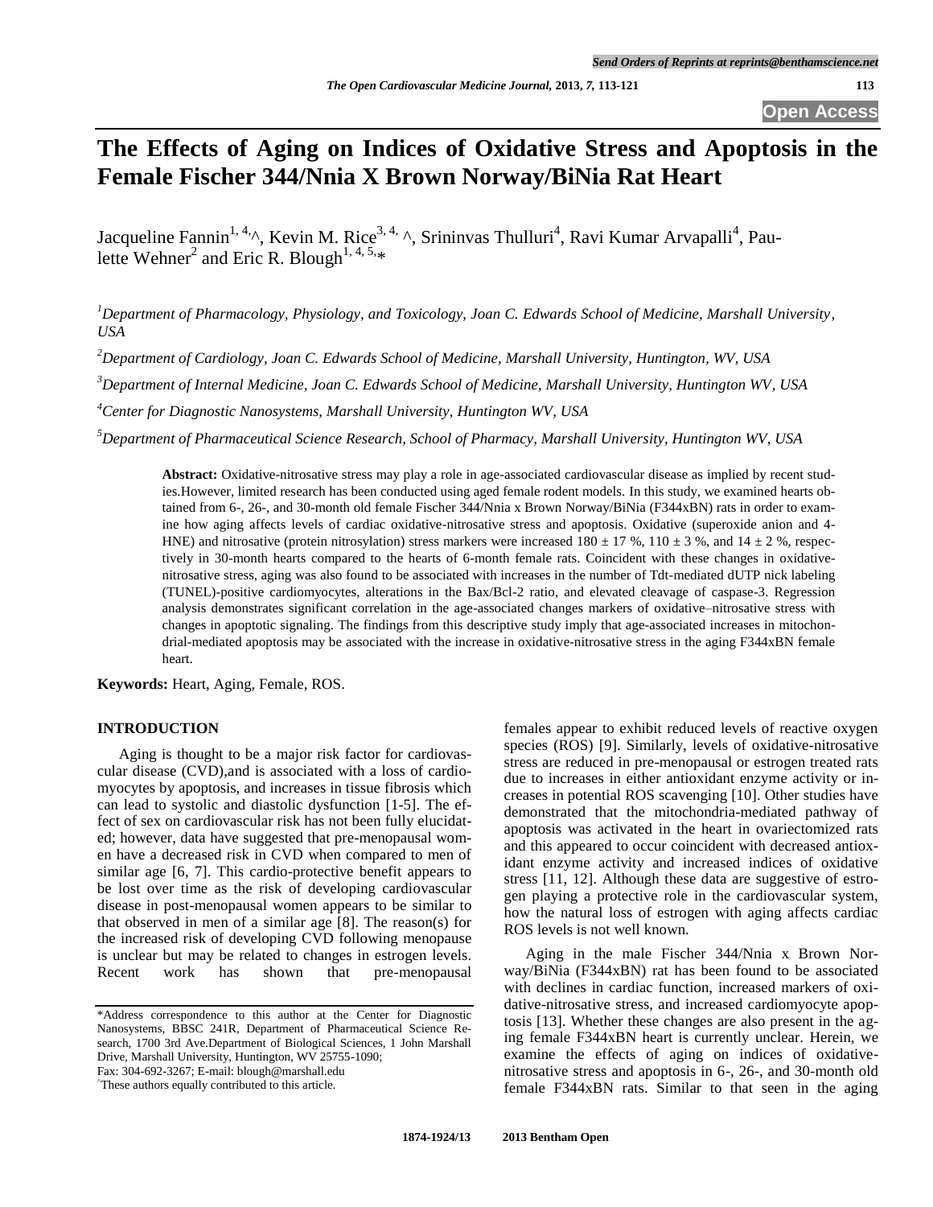# The Effects of Aging on Indices of Oxidative Stress and Apoptosis in the Female Fischer 344/Nnia X Brown Norway/BiNia Rat Heart

Jacqueline Fannin[1,4,^], Kevin M. Rice[3,4,^], Srininvas Thulluri[4], Ravi Kumar Arvapalli[4], Paulette Wehner[2] and Eric R. Blough[1,4,5,*]

[1]Department of Pharmacology, Physiology, and Toxicology, Joan C. Edwards School of Medicine, Marshall University, USA

[2]Department of Cardiology, Joan C. Edwards School of Medicine, Marshall University, Huntington, WV, USA

[3]Department of Internal Medicine, Joan C. Edwards School of Medicine, Marshall University, Huntington WV, USA

[4]Center for Diagnostic Nanosystems, Marshall University, Huntington WV, USA

[5]Department of Pharmaceutical Science Research, School of Pharmacy, Marshall University, Huntington WV, USA

**Abstract:** Oxidative-nitrosative stress may play a role in age-associated cardiovascular disease as implied by recent studies.However, limited research has been conducted using aged female rodent models. In this study, we examined hearts obtained from 6-, 26-, and 30-month old female Fischer 344/Nnia x Brown Norway/BiNia (F344xBN) rats in order to examine how aging affects levels of cardiac oxidative-nitrosative stress and apoptosis. Oxidative (superoxide anion and 4-HNE) and nitrosative (protein nitrosylation) stress markers were increased 180 ± 17 %, 110 ± 3 %, and 14 ± 2 %, respectively in 30-month hearts compared to the hearts of 6-month female rats. Coincident with these changes in oxidative-nitrosative stress, aging was also found to be associated with increases in the number of Tdt-mediated dUTP nick labeling (TUNEL)-positive cardiomyocytes, alterations in the Bax/Bcl-2 ratio, and elevated cleavage of caspase-3. Regression analysis demonstrates significant correlation in the age-associated changes markers of oxidative–nitrosative stress with changes in apoptotic signaling. The findings from this descriptive study imply that age-associated increases in mitochondrial-mediated apoptosis may be associated with the increase in oxidative-nitrosative stress in the aging F344xBN female heart.

**Keywords:** Heart, Aging, Female, ROS.

## INTRODUCTION

Aging is thought to be a major risk factor for cardiovascular disease (CVD),and is associated with a loss of cardiomyocytes by apoptosis, and increases in tissue fibrosis which can lead to systolic and diastolic dysfunction [1-5]. The effect of sex on cardiovascular risk has not been fully elucidated; however, data have suggested that pre-menopausal women have a decreased risk in CVD when compared to men of similar age [6, 7]. This cardio-protective benefit appears to be lost over time as the risk of developing cardiovascular disease in post-menopausal women appears to be similar to that observed in men of a similar age [8]. The reason(s) for the increased risk of developing CVD following menopause is unclear but may be related to changes in estrogen levels. Recent work has shown that pre-menopausal females appear to exhibit reduced levels of reactive oxygen species (ROS) [9]. Similarly, levels of oxidative-nitrosative stress are reduced in pre-menopausal or estrogen treated rats due to increases in either antioxidant enzyme activity or increases in potential ROS scavenging [10]. Other studies have demonstrated that the mitochondria-mediated pathway of apoptosis was activated in the heart in ovariectomized rats and this appeared to occur coincident with decreased antioxidant enzyme activity and increased indices of oxidative stress [11, 12]. Although these data are suggestive of estrogen playing a protective role in the cardiovascular system, how the natural loss of estrogen with aging affects cardiac ROS levels is not well known.

Aging in the male Fischer 344/Nnia x Brown Norway/BiNia (F344xBN) rat has been found to be associated with declines in cardiac function, increased markers of oxidative-nitrosative stress, and increased cardiomyocyte apoptosis [13]. Whether these changes are also present in the aging female F344xBN heart is currently unclear. Herein, we examine the effects of aging on indices of oxidative-nitrosative stress and apoptosis in 6-, 26-, and 30-month old female F344xBN rats. Similar to that seen in the aging

*Address correspondence to this author at the Center for Diagnostic Nanosystems, BBSC 241R, Department of Pharmaceutical Science Research, 1700 3rd Ave.Department of Biological Sciences, 1 John Marshall Drive, Marshall University, Huntington, WV 25755-1090; Fax: 304-692-3267; E-mail: blough@marshall.edu

^These authors equally contributed to this article.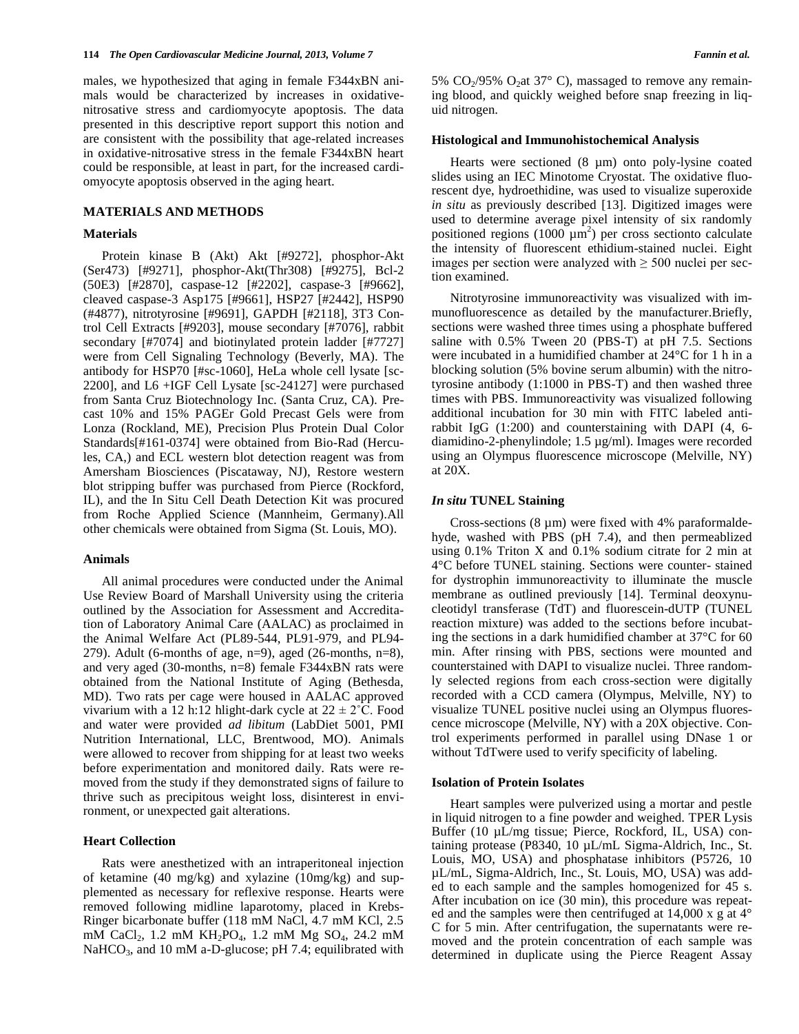males, we hypothesized that aging in female F344xBN animals would be characterized by increases in oxidative-nitrosative stress and cardiomyocyte apoptosis. The data presented in this descriptive report support this notion and are consistent with the possibility that age-related increases in oxidative-nitrosative stress in the female F344xBN heart could be responsible, at least in part, for the increased cardiomyocyte apoptosis observed in the aging heart.

## MATERIALS AND METHODS

### Materials

Protein kinase B (Akt) Akt [#9272], phosphor-Akt (Ser473) [#9271], phosphor-Akt(Thr308) [#9275], Bcl-2 (50E3) [#2870], caspase-12 [#2202], caspase-3 [#9662], cleaved caspase-3 Asp175 [#9661], HSP27 [#2442], HSP90 (#4877), nitrotyrosine [#9691], GAPDH [#2118], 3T3 Control Cell Extracts [#9203], mouse secondary [#7076], rabbit secondary [#7074] and biotinylated protein ladder [#7727] were from Cell Signaling Technology (Beverly, MA). The antibody for HSP70 [#sc-1060], HeLa whole cell lysate [sc-2200], and L6 +IGF Cell Lysate [sc-24127] were purchased from Santa Cruz Biotechnology Inc. (Santa Cruz, CA). Precast 10% and 15% PAGEr Gold Precast Gels were from Lonza (Rockland, ME), Precision Plus Protein Dual Color Standards[#161-0374] were obtained from Bio-Rad (Hercules, CA,) and ECL western blot detection reagent was from Amersham Biosciences (Piscataway, NJ), Restore western blot stripping buffer was purchased from Pierce (Rockford, IL), and the In Situ Cell Death Detection Kit was procured from Roche Applied Science (Mannheim, Germany).All other chemicals were obtained from Sigma (St. Louis, MO).

### Animals

All animal procedures were conducted under the Animal Use Review Board of Marshall University using the criteria outlined by the Association for Assessment and Accreditation of Laboratory Animal Care (AALAC) as proclaimed in the Animal Welfare Act (PL89-544, PL91-979, and PL94-279). Adult (6-months of age, n=9), aged (26-months, n=8), and very aged (30-months, n=8) female F344xBN rats were obtained from the National Institute of Aging (Bethesda, MD). Two rats per cage were housed in AALAC approved vivarium with a 12 h:12 hlight-dark cycle at $22 \pm 2$˚C. Food and water were provided *ad libitum* (LabDiet 5001, PMI Nutrition International, LLC, Brentwood, MO). Animals were allowed to recover from shipping for at least two weeks before experimentation and monitored daily. Rats were removed from the study if they demonstrated signs of failure to thrive such as precipitous weight loss, disinterest in environment, or unexpected gait alterations.

### Heart Collection

Rats were anesthetized with an intraperitoneal injection of ketamine (40 mg/kg) and xylazine (10mg/kg) and supplemented as necessary for reflexive response. Hearts were removed following midline laparotomy, placed in Krebs-Ringer bicarbonate buffer (118 mM NaCl, 4.7 mM KCl, 2.5 mM $CaCl_2$, 1.2 mM $KH_2PO_4$, 1.2 mM Mg $SO_4$, 24.2 mM $NaHCO_3$, and 10 mM a-D-glucose; pH 7.4; equilibrated with 5% $CO_2$/95% $O_2$at 37° C), massaged to remove any remaining blood, and quickly weighed before snap freezing in liquid nitrogen.

### Histological and Immunohistochemical Analysis

Hearts were sectioned (8 µm) onto poly-lysine coated slides using an IEC Minotome Cryostat. The oxidative fluorescent dye, hydroethidine, was used to visualize superoxide *in situ* as previously described [13]. Digitized images were used to determine average pixel intensity of six randomly positioned regions (1000 $\mu m^2$) per cross sectionto calculate the intensity of fluorescent ethidium-stained nuclei. Eight images per section were analyzed with ≥ 500 nuclei per section examined.

Nitrotyrosine immunoreactivity was visualized with immunofluorescence as detailed by the manufacturer.Briefly, sections were washed three times using a phosphate buffered saline with 0.5% Tween 20 (PBS-T) at pH 7.5. Sections were incubated in a humidified chamber at 24°C for 1 h in a blocking solution (5% bovine serum albumin) with the nitrotyrosine antibody (1:1000 in PBS-T) and then washed three times with PBS. Immunoreactivity was visualized following additional incubation for 30 min with FITC labeled anti-rabbit IgG (1:200) and counterstaining with DAPI (4, 6-diamidino-2-phenylindole; 1.5 µg/ml). Images were recorded using an Olympus fluorescence microscope (Melville, NY) at 20X.

### *In situ* TUNEL Staining

Cross-sections (8 µm) were fixed with 4% paraformaldehyde, washed with PBS (pH 7.4), and then permeablized using 0.1% Triton X and 0.1% sodium citrate for 2 min at 4°C before TUNEL staining. Sections were counter- stained for dystrophin immunoreactivity to illuminate the muscle membrane as outlined previously [14]. Terminal deoxynucleotidyl transferase (TdT) and fluorescein-dUTP (TUNEL reaction mixture) was added to the sections before incubating the sections in a dark humidified chamber at 37°C for 60 min. After rinsing with PBS, sections were mounted and counterstained with DAPI to visualize nuclei. Three randomly selected regions from each cross-section were digitally recorded with a CCD camera (Olympus, Melville, NY) to visualize TUNEL positive nuclei using an Olympus fluorescence microscope (Melville, NY) with a 20X objective. Control experiments performed in parallel using DNase 1 or without TdTwere used to verify specificity of labeling.

### Isolation of Protein Isolates

Heart samples were pulverized using a mortar and pestle in liquid nitrogen to a fine powder and weighed. TPER Lysis Buffer (10 µL/mg tissue; Pierce, Rockford, IL, USA) containing protease (P8340, 10 µL/mL Sigma-Aldrich, Inc., St. Louis, MO, USA) and phosphatase inhibitors (P5726, 10 µL/mL, Sigma-Aldrich, Inc., St. Louis, MO, USA) was added to each sample and the samples homogenized for 45 s. After incubation on ice (30 min), this procedure was repeated and the samples were then centrifuged at 14,000 x g at 4° C for 5 min. After centrifugation, the supernatants were removed and the protein concentration of each sample was determined in duplicate using the Pierce Reagent Assay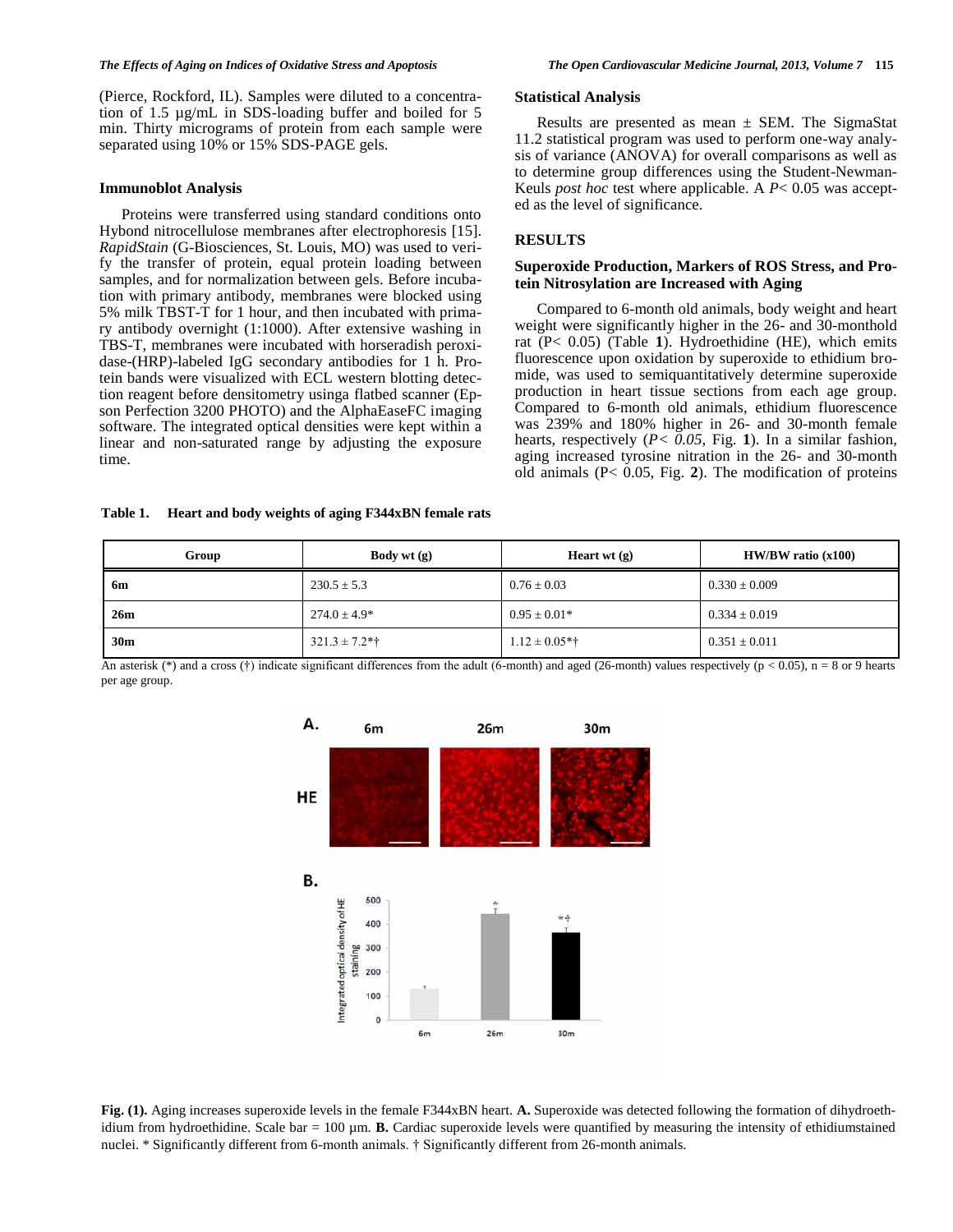(Pierce, Rockford, IL). Samples were diluted to a concentration of 1.5 µg/mL in SDS-loading buffer and boiled for 5 min. Thirty micrograms of protein from each sample were separated using 10% or 15% SDS-PAGE gels.

### Immunoblot Analysis

Proteins were transferred using standard conditions onto Hybond nitrocellulose membranes after electrophoresis [15]. *RapidStain* (G-Biosciences, St. Louis, MO) was used to verify the transfer of protein, equal protein loading between samples, and for normalization between gels. Before incubation with primary antibody, membranes were blocked using 5% milk TBST-T for 1 hour, and then incubated with primary antibody overnight (1:1000). After extensive washing in TBS-T, membranes were incubated with horseradish peroxidase-(HRP)-labeled IgG secondary antibodies for 1 h. Protein bands were visualized with ECL western blotting detection reagent before densitometry usinga flatbed scanner (Epson Perfection 3200 PHOTO) and the AlphaEaseFC imaging software. The integrated optical densities were kept within a linear and non-saturated range by adjusting the exposure time.

### Statistical Analysis

Results are presented as mean ± SEM. The SigmaStat 11.2 statistical program was used to perform one-way analysis of variance (ANOVA) for overall comparisons as well as to determine group differences using the Student-Newman-Keuls *post hoc* test where applicable. A $P < 0.05$ was accepted as the level of significance.

## RESULTS

### Superoxide Production, Markers of ROS Stress, and Protein Nitrosylation are Increased with Aging

Compared to 6-month old animals, body weight and heart weight were significantly higher in the 26- and 30-monthold rat ($P < 0.05$) (Table **1**). Hydroethidine (HE), which emits fluorescence upon oxidation by superoxide to ethidium bromide, was used to semiquantitatively determine superoxide production in heart tissue sections from each age group. Compared to 6-month old animals, ethidium fluorescence was 239% and 180% higher in 26- and 30-month female hearts, respectively ($P < 0.05$, Fig. **1**). In a similar fashion, aging increased tyrosine nitration in the 26- and 30-month old animals ($P < 0.05$, Fig. **2**). The modification of proteins

**Table 1. Heart and body weights of aging F344xBN female rats**

| Group | Body wt (g) | Heart wt (g) | HW/BW ratio (x100) |
|---|---|---|---|
| **6m** | 230.5 ± 5.3 | 0.76 ± 0.03 | 0.330 ± 0.009 |
| **26m** | 274.0 ± 4.9* | 0.95 ± 0.01* | 0.334 ± 0.019 |
| **30m** | 321.3 ± 7.2*† | 1.12 ± 0.05*† | 0.351 ± 0.011 |

An asterisk (*) and a cross (†) indicate significant differences from the adult (6-month) and aged (26-month) values respectively ($p < 0.05$), n = 8 or 9 hearts per age group.

**Fig. (1).** Aging increases superoxide levels in the female F344xBN heart. **A.** Superoxide was detected following the formation of dihydroethidium from hydroethidine. Scale bar = 100 µm. **B.** Cardiac superoxide levels were quantified by measuring the intensity of ethidiumstained nuclei. * Significantly different from 6-month animals. † Significantly different from 26-month animals.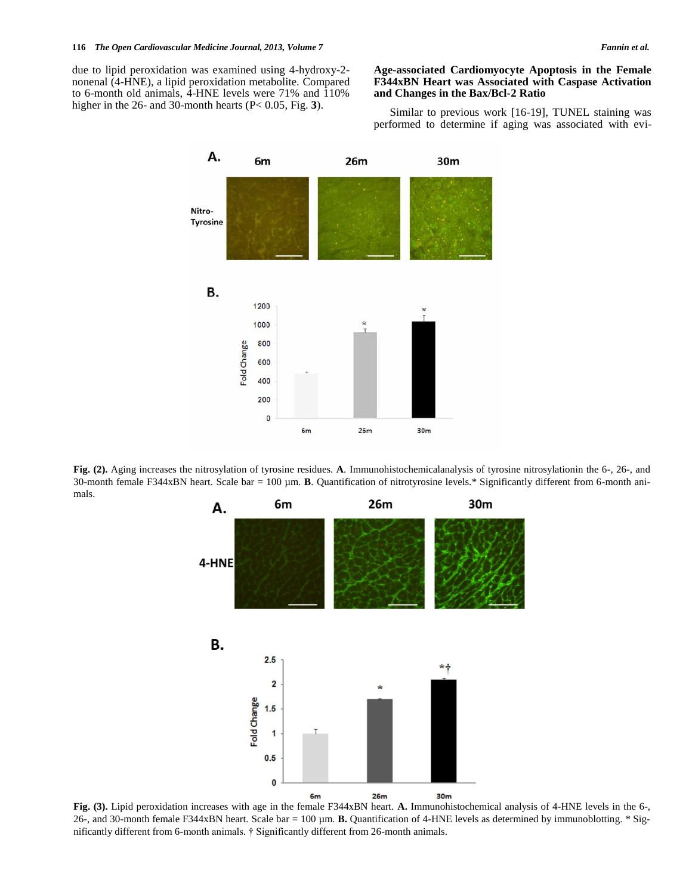due to lipid peroxidation was examined using 4-hydroxy-2-nonenal (4-HNE), a lipid peroxidation metabolite. Compared to 6-month old animals, 4-HNE levels were 71% and 110% higher in the 26- and 30-month hearts (P< 0.05, Fig. **3**).

### Age-associated Cardiomyocyte Apoptosis in the Female F344xBN Heart was Associated with Caspase Activation and Changes in the Bax/Bcl-2 Ratio

Similar to previous work [16-19], TUNEL staining was performed to determine if aging was associated with evi-

**Fig. (2).** Aging increases the nitrosylation of tyrosine residues. **A**. Immunohistochemicalanalysis of tyrosine nitrosylationin the 6-, 26-, and 30-month female F344xBN heart. Scale bar = 100 µm. **B**. Quantification of nitrotyrosine levels.* Significantly different from 6-month animals.

**Fig. (3).** Lipid peroxidation increases with age in the female F344xBN heart. **A.** Immunohistochemical analysis of 4-HNE levels in the 6-, 26-, and 30-month female F344xBN heart. Scale bar = 100 µm. **B.** Quantification of 4-HNE levels as determined by immunoblotting. * Significantly different from 6-month animals. † Significantly different from 26-month animals.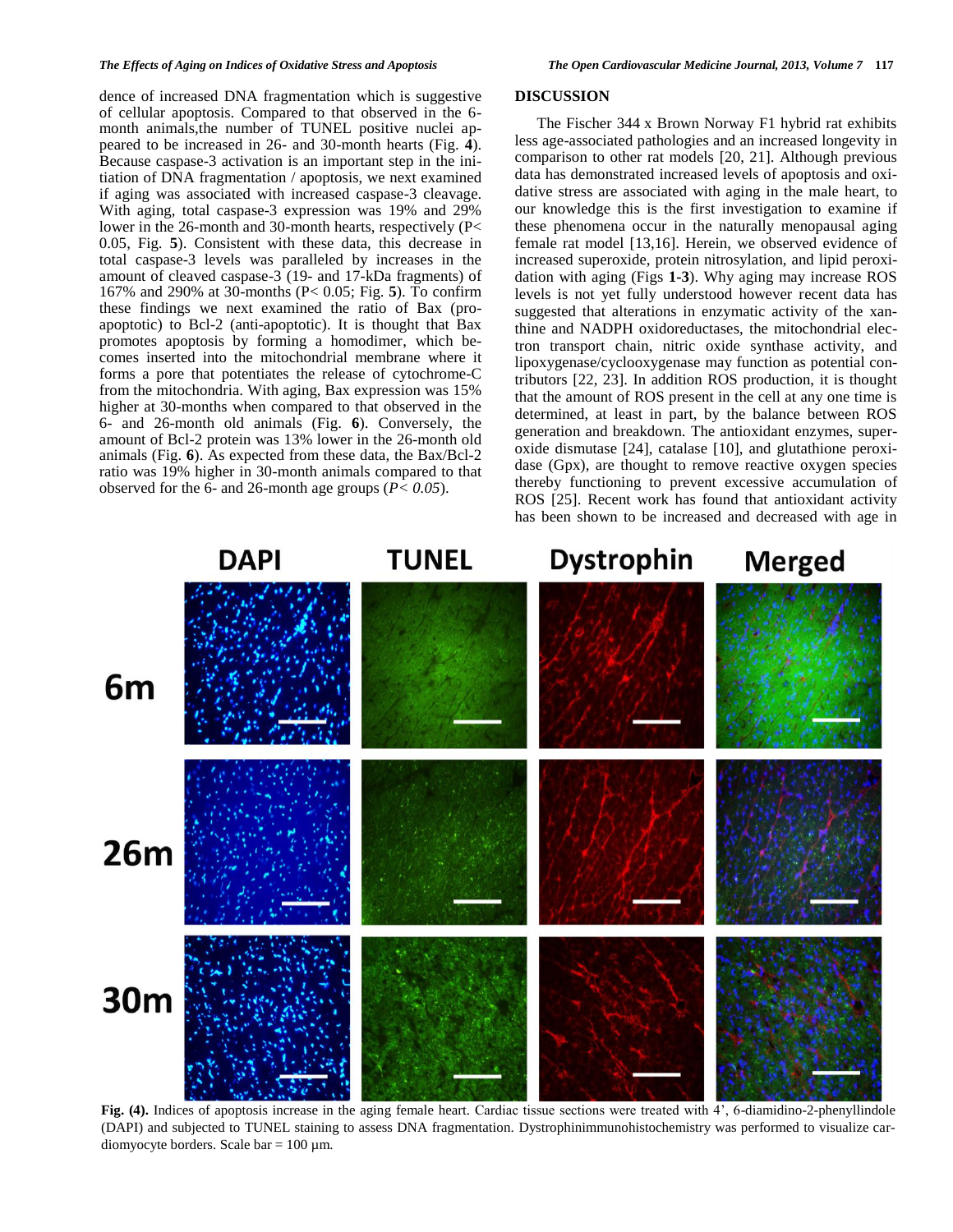dence of increased DNA fragmentation which is suggestive of cellular apoptosis. Compared to that observed in the 6-month animals,the number of TUNEL positive nuclei appeared to be increased in 26- and 30-month hearts (Fig. **4**). Because caspase-3 activation is an important step in the initiation of DNA fragmentation / apoptosis, we next examined if aging was associated with increased caspase-3 cleavage. With aging, total caspase-3 expression was 19% and 29% lower in the 26-month and 30-month hearts, respectively (P< 0.05, Fig. **5**). Consistent with these data, this decrease in total caspase-3 levels was paralleled by increases in the amount of cleaved caspase-3 (19- and 17-kDa fragments) of 167% and 290% at 30-months (P< 0.05; Fig. **5**). To confirm these findings we next examined the ratio of Bax (pro-apoptotic) to Bcl-2 (anti-apoptotic). It is thought that Bax promotes apoptosis by forming a homodimer, which becomes inserted into the mitochondrial membrane where it forms a pore that potentiates the release of cytochrome-C from the mitochondria. With aging, Bax expression was 15% higher at 30-months when compared to that observed in the 6- and 26-month old animals (Fig. **6**). Conversely, the amount of Bcl-2 protein was 13% lower in the 26-month old animals (Fig. **6**). As expected from these data, the Bax/Bcl-2 ratio was 19% higher in 30-month animals compared to that observed for the 6- and 26-month age groups (*P< 0.05*).

## DISCUSSION

The Fischer 344 x Brown Norway F1 hybrid rat exhibits less age-associated pathologies and an increased longevity in comparison to other rat models [20, 21]. Although previous data has demonstrated increased levels of apoptosis and oxidative stress are associated with aging in the male heart, to our knowledge this is the first investigation to examine if these phenomena occur in the naturally menopausal aging female rat model [13,16]. Herein, we observed evidence of increased superoxide, protein nitrosylation, and lipid peroxidation with aging (Figs **1**-**3**). Why aging may increase ROS levels is not yet fully understood however recent data has suggested that alterations in enzymatic activity of the xanthine and NADPH oxidoreductases, the mitochondrial electron transport chain, nitric oxide synthase activity, and lipoxygenase/cyclooxygenase may function as potential contributors [22, 23]. In addition ROS production, it is thought that the amount of ROS present in the cell at any one time is determined, at least in part, by the balance between ROS generation and breakdown. The antioxidant enzymes, superoxide dismutase [24], catalase [10], and glutathione peroxidase (Gpx), are thought to remove reactive oxygen species thereby functioning to prevent excessive accumulation of ROS [25]. Recent work has found that antioxidant activity has been shown to be increased and decreased with age in

**Fig. (4).** Indices of apoptosis increase in the aging female heart. Cardiac tissue sections were treated with 4', 6-diamidino-2-phenyllindole (DAPI) and subjected to TUNEL staining to assess DNA fragmentation. Dystrophinimmunohistochemistry was performed to visualize cardiomyocyte borders. Scale bar = 100 µm.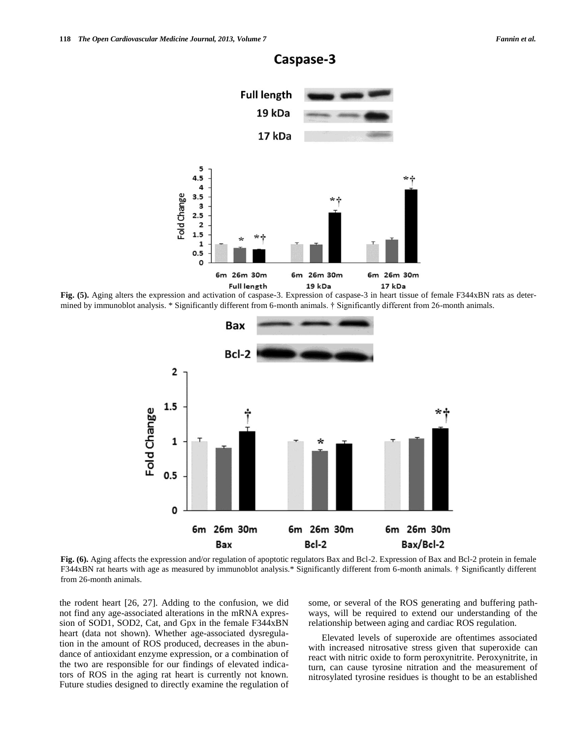**Fig. (5).** Aging alters the expression and activation of caspase-3. Expression of caspase-3 in heart tissue of female F344xBN rats as determined by immunoblot analysis. * Significantly different from 6-month animals. † Significantly different from 26-month animals.

**Fig. (6).** Aging affects the expression and/or regulation of apoptotic regulators Bax and Bcl-2. Expression of Bax and Bcl-2 protein in female F344xBN rat hearts with age as measured by immunoblot analysis.* Significantly different from 6-month animals. † Significantly different from 26-month animals.

the rodent heart [26, 27]. Adding to the confusion, we did not find any age-associated alterations in the mRNA expression of SOD1, SOD2, Cat, and Gpx in the female F344xBN heart (data not shown). Whether age-associated dysregulation in the amount of ROS produced, decreases in the abundance of antioxidant enzyme expression, or a combination of the two are responsible for our findings of elevated indicators of ROS in the aging rat heart is currently not known. Future studies designed to directly examine the regulation of some, or several of the ROS generating and buffering pathways, will be required to extend our understanding of the relationship between aging and cardiac ROS regulation.

Elevated levels of superoxide are oftentimes associated with increased nitrosative stress given that superoxide can react with nitric oxide to form peroxynitrite. Peroxynitrite, in turn, can cause tyrosine nitration and the measurement of nitrosylated tyrosine residues is thought to be an established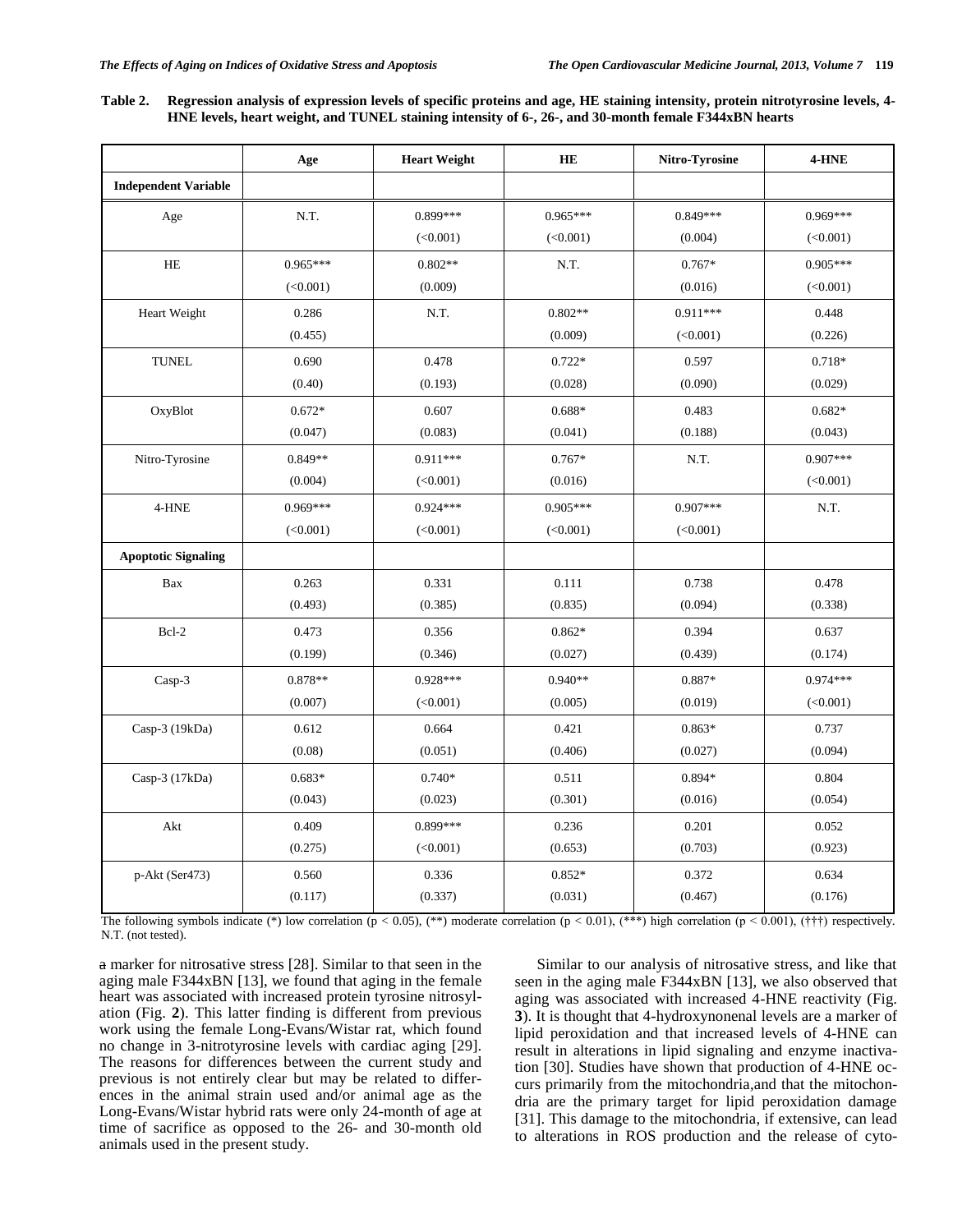**Table 2. Regression analysis of expression levels of specific proteins and age, HE staining intensity, protein nitrotyrosine levels, 4-HNE levels, heart weight, and TUNEL staining intensity of 6-, 26-, and 30-month female F344xBN hearts**

| | Age | Heart Weight | HE | Nitro-Tyrosine | 4-HNE |
|---|---|---|---|---|---|
| **Independent Variable** | | | | | |
| Age | N.T. | 0.899***<br>(<0.001) | 0.965***<br>(<0.001) | 0.849***<br>(0.004) | 0.969***<br>(<0.001) |
| HE | 0.965***<br>(<0.001) | 0.802**<br>(0.009) | N.T. | 0.767*<br>(0.016) | 0.905***<br>(<0.001) |
| Heart Weight | 0.286<br>(0.455) | N.T. | 0.802**<br>(0.009) | 0.911***<br>(<0.001) | 0.448<br>(0.226) |
| TUNEL | 0.690<br>(0.40) | 0.478<br>(0.193) | 0.722*<br>(0.028) | 0.597<br>(0.090) | 0.718*<br>(0.029) |
| OxyBlot | 0.672*<br>(0.047) | 0.607<br>(0.083) | 0.688*<br>(0.041) | 0.483<br>(0.188) | 0.682*<br>(0.043) |
| Nitro-Tyrosine | 0.849**<br>(0.004) | 0.911***<br>(<0.001) | 0.767*<br>(0.016) | N.T. | 0.907***<br>(<0.001) |
| 4-HNE | 0.969***<br>(<0.001) | 0.924***<br>(<0.001) | 0.905***<br>(<0.001) | 0.907***<br>(<0.001) | N.T. |
| **Apoptotic Signaling** | | | | | |
| Bax | 0.263<br>(0.493) | 0.331<br>(0.385) | 0.111<br>(0.835) | 0.738<br>(0.094) | 0.478<br>(0.338) |
| Bcl-2 | 0.473<br>(0.199) | 0.356<br>(0.346) | 0.862*<br>(0.027) | 0.394<br>(0.439) | 0.637<br>(0.174) |
| Casp-3 | 0.878**<br>(0.007) | 0.928***<br>(<0.001) | 0.940**<br>(0.005) | 0.887*<br>(0.019) | 0.974***<br>(<0.001) |
| Casp-3 (19kDa) | 0.612<br>(0.08) | 0.664<br>(0.051) | 0.421<br>(0.406) | 0.863*<br>(0.027) | 0.737<br>(0.094) |
| Casp-3 (17kDa) | 0.683*<br>(0.043) | 0.740*<br>(0.023) | 0.511<br>(0.301) | 0.894*<br>(0.016) | 0.804<br>(0.054) |
| Akt | 0.409<br>(0.275) | 0.899***<br>(<0.001) | 0.236<br>(0.653) | 0.201<br>(0.703) | 0.052<br>(0.923) |
| p-Akt (Ser473) | 0.560<br>(0.117) | 0.336<br>(0.337) | 0.852*<br>(0.031) | 0.372<br>(0.467) | 0.634<br>(0.176) |

The following symbols indicate (*) low correlation ($p < 0.05$), (**) moderate correlation ($p < 0.01$), (***) high correlation ($p < 0.001$), (†††) respectively. N.T. (not tested).

a marker for nitrosative stress [28]. Similar to that seen in the aging male F344xBN [13], we found that aging in the female heart was associated with increased protein tyrosine nitrosylation (Fig. **2**). This latter finding is different from previous work using the female Long-Evans/Wistar rat, which found no change in 3-nitrotyrosine levels with cardiac aging [29]. The reasons for differences between the current study and previous is not entirely clear but may be related to differences in the animal strain used and/or animal age as the Long-Evans/Wistar hybrid rats were only 24-month of age at time of sacrifice as opposed to the 26- and 30-month old animals used in the present study.

Similar to our analysis of nitrosative stress, and like that seen in the aging male F344xBN [13], we also observed that aging was associated with increased 4-HNE reactivity (Fig. **3**). It is thought that 4-hydroxynonenal levels are a marker of lipid peroxidation and that increased levels of 4-HNE can result in alterations in lipid signaling and enzyme inactivation [30]. Studies have shown that production of 4-HNE occurs primarily from the mitochondria,and that the mitochondria are the primary target for lipid peroxidation damage [31]. This damage to the mitochondria, if extensive, can lead to alterations in ROS production and the release of cyto-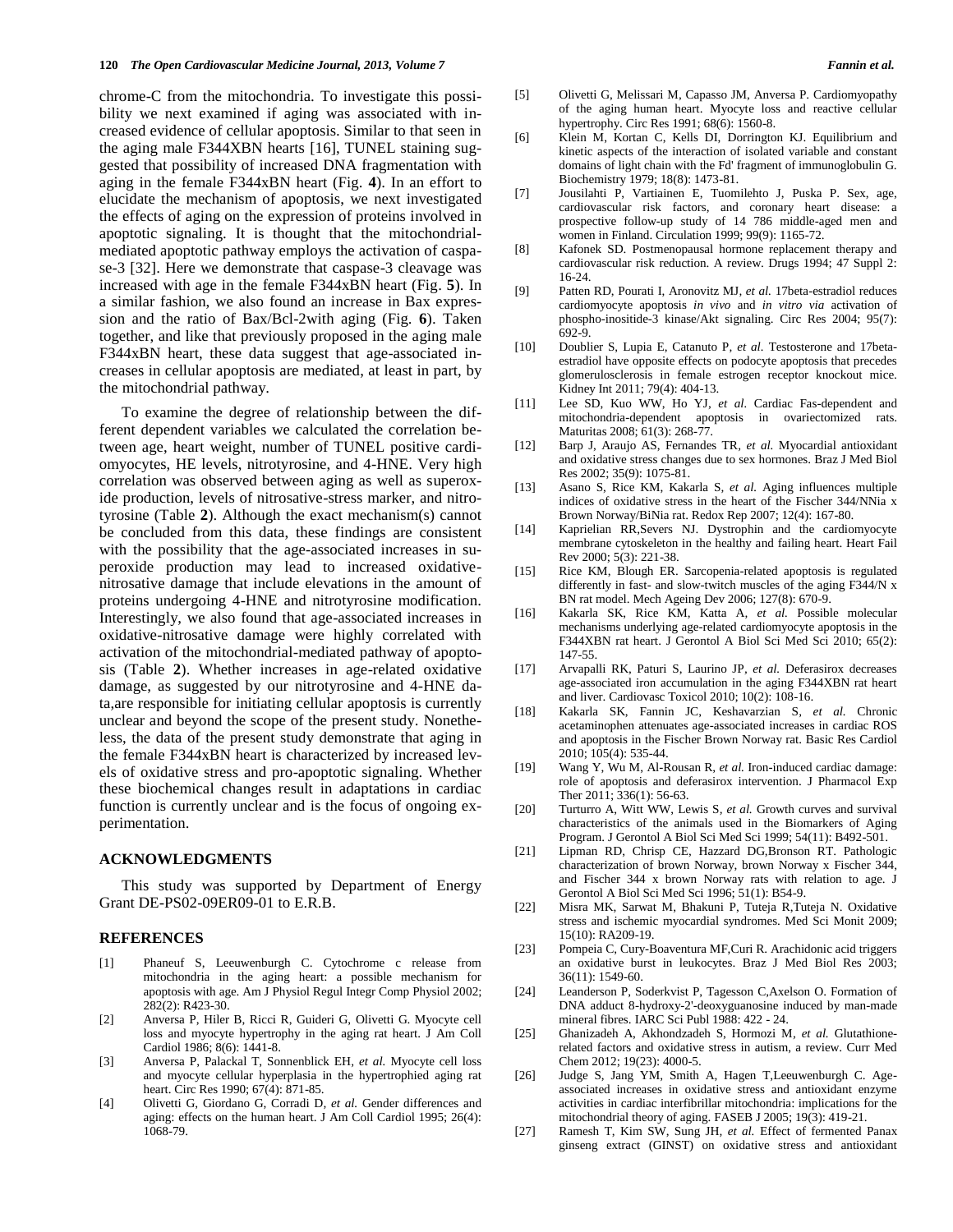chrome-C from the mitochondria. To investigate this possibility we next examined if aging was associated with increased evidence of cellular apoptosis. Similar to that seen in the aging male F344XBN hearts [16], TUNEL staining suggested that possibility of increased DNA fragmentation with aging in the female F344xBN heart (Fig. **4**). In an effort to elucidate the mechanism of apoptosis, we next investigated the effects of aging on the expression of proteins involved in apoptotic signaling. It is thought that the mitochondrial-mediated apoptotic pathway employs the activation of caspase-3 [32]. Here we demonstrate that caspase-3 cleavage was increased with age in the female F344xBN heart (Fig. **5**). In a similar fashion, we also found an increase in Bax expression and the ratio of Bax/Bcl-2with aging (Fig. **6**). Taken together, and like that previously proposed in the aging male F344xBN heart, these data suggest that age-associated increases in cellular apoptosis are mediated, at least in part, by the mitochondrial pathway.

To examine the degree of relationship between the different dependent variables we calculated the correlation between age, heart weight, number of TUNEL positive cardiomyocytes, HE levels, nitrotyrosine, and 4-HNE. Very high correlation was observed between aging as well as superoxide production, levels of nitrosative-stress marker, and nitrotyrosine (Table **2**). Although the exact mechanism(s) cannot be concluded from this data, these findings are consistent with the possibility that the age-associated increases in superoxide production may lead to increased oxidative-nitrosative damage that include elevations in the amount of proteins undergoing 4-HNE and nitrotyrosine modification. Interestingly, we also found that age-associated increases in oxidative-nitrosative damage were highly correlated with activation of the mitochondrial-mediated pathway of apoptosis (Table **2**). Whether increases in age-related oxidative damage, as suggested by our nitrotyrosine and 4-HNE data,are responsible for initiating cellular apoptosis is currently unclear and beyond the scope of the present study. Nonetheless, the data of the present study demonstrate that aging in the female F344xBN heart is characterized by increased levels of oxidative stress and pro-apoptotic signaling. Whether these biochemical changes result in adaptations in cardiac function is currently unclear and is the focus of ongoing experimentation.

## ACKNOWLEDGMENTS

This study was supported by Department of Energy Grant DE-PS02-09ER09-01 to E.R.B.

## REFERENCES

[1] Phaneuf S, Leeuwenburgh C. Cytochrome c release from mitochondria in the aging heart: a possible mechanism for apoptosis with age. Am J Physiol Regul Integr Comp Physiol 2002; 282(2): R423-30.

[2] Anversa P, Hiler B, Ricci R, Guideri G, Olivetti G. Myocyte cell loss and myocyte hypertrophy in the aging rat heart. J Am Coll Cardiol 1986; 8(6): 1441-8.

[3] Anversa P, Palackal T, Sonnenblick EH, *et al.* Myocyte cell loss and myocyte cellular hyperplasia in the hypertrophied aging rat heart. Circ Res 1990; 67(4): 871-85.

[4] Olivetti G, Giordano G, Corradi D, *et al.* Gender differences and aging: effects on the human heart. J Am Coll Cardiol 1995; 26(4): 1068-79.

[5] Olivetti G, Melissari M, Capasso JM, Anversa P. Cardiomyopathy of the aging human heart. Myocyte loss and reactive cellular hypertrophy. Circ Res 1991; 68(6): 1560-8.

[6] Klein M, Kortan C, Kells DI, Dorrington KJ. Equilibrium and kinetic aspects of the interaction of isolated variable and constant domains of light chain with the Fd' fragment of immunoglobulin G. Biochemistry 1979; 18(8): 1473-81.

[7] Jousilahti P, Vartiainen E, Tuomilehto J, Puska P. Sex, age, cardiovascular risk factors, and coronary heart disease: a prospective follow-up study of 14 786 middle-aged men and women in Finland. Circulation 1999; 99(9): 1165-72.

[8] Kafonek SD. Postmenopausal hormone replacement therapy and cardiovascular risk reduction. A review. Drugs 1994; 47 Suppl 2: 16-24.

[9] Patten RD, Pourati I, Aronovitz MJ, *et al.* 17beta-estradiol reduces cardiomyocyte apoptosis *in vivo* and *in vitro via* activation of phospho-inositide-3 kinase/Akt signaling. Circ Res 2004; 95(7): 692-9.

[10] Doublier S, Lupia E, Catanuto P, *et al.* Testosterone and 17beta-estradiol have opposite effects on podocyte apoptosis that precedes glomerulosclerosis in female estrogen receptor knockout mice. Kidney Int 2011; 79(4): 404-13.

[11] Lee SD, Kuo WW, Ho YJ, *et al.* Cardiac Fas-dependent and mitochondria-dependent apoptosis in ovariectomized rats. Maturitas 2008; 61(3): 268-77.

[12] Barp J, Araujo AS, Fernandes TR, *et al.* Myocardial antioxidant and oxidative stress changes due to sex hormones. Braz J Med Biol Res 2002; 35(9): 1075-81.

[13] Asano S, Rice KM, Kakarla S, *et al.* Aging influences multiple indices of oxidative stress in the heart of the Fischer 344/NNia x Brown Norway/BiNia rat. Redox Rep 2007; 12(4): 167-80.

[14] Kaprielian RR,Severs NJ. Dystrophin and the cardiomyocyte membrane cytoskeleton in the healthy and failing heart. Heart Fail Rev 2000; 5(3): 221-38.

[15] Rice KM, Blough ER. Sarcopenia-related apoptosis is regulated differently in fast- and slow-twitch muscles of the aging F344/N x BN rat model. Mech Ageing Dev 2006; 127(8): 670-9.

[16] Kakarla SK, Rice KM, Katta A, *et al.* Possible molecular mechanisms underlying age-related cardiomyocyte apoptosis in the F344XBN rat heart. J Gerontol A Biol Sci Med Sci 2010; 65(2): 147-55.

[17] Arvapalli RK, Paturi S, Laurino JP, *et al.* Deferasirox decreases age-associated iron accumulation in the aging F344XBN rat heart and liver. Cardiovasc Toxicol 2010; 10(2): 108-16.

[18] Kakarla SK, Fannin JC, Keshavarzian S, *et al.* Chronic acetaminophen attenuates age-associated increases in cardiac ROS and apoptosis in the Fischer Brown Norway rat. Basic Res Cardiol 2010; 105(4): 535-44.

[19] Wang Y, Wu M, Al-Rousan R, *et al.* Iron-induced cardiac damage: role of apoptosis and deferasirox intervention. J Pharmacol Exp Ther 2011; 336(1): 56-63.

[20] Turturro A, Witt WW, Lewis S, *et al.* Growth curves and survival characteristics of the animals used in the Biomarkers of Aging Program. J Gerontol A Biol Sci Med Sci 1999; 54(11): B492-501.

[21] Lipman RD, Chrisp CE, Hazzard DG,Bronson RT. Pathologic characterization of brown Norway, brown Norway x Fischer 344, and Fischer 344 x brown Norway rats with relation to age. J Gerontol A Biol Sci Med Sci 1996; 51(1): B54-9.

[22] Misra MK, Sarwat M, Bhakuni P, Tuteja R,Tuteja N. Oxidative stress and ischemic myocardial syndromes. Med Sci Monit 2009; 15(10): RA209-19.

[23] Pompeia C, Cury-Boaventura MF,Curi R. Arachidonic acid triggers an oxidative burst in leukocytes. Braz J Med Biol Res 2003; 36(11): 1549-60.

[24] Leanderson P, Soderkvist P, Tagesson C,Axelson O. Formation of DNA adduct 8-hydroxy-2'-deoxyguanosine induced by man-made mineral fibres. IARC Sci Publ 1988: 422 - 24.

[25] Ghanizadeh A, Akhondzadeh S, Hormozi M, *et al.* Glutathione-related factors and oxidative stress in autism, a review. Curr Med Chem 2012; 19(23): 4000-5.

[26] Judge S, Jang YM, Smith A, Hagen T,Leeuwenburgh C. Age-associated increases in oxidative stress and antioxidant enzyme activities in cardiac interfibrillar mitochondria: implications for the mitochondrial theory of aging. FASEB J 2005; 19(3): 419-21.

[27] Ramesh T, Kim SW, Sung JH, *et al.* Effect of fermented Panax ginseng extract (GINST) on oxidative stress and antioxidant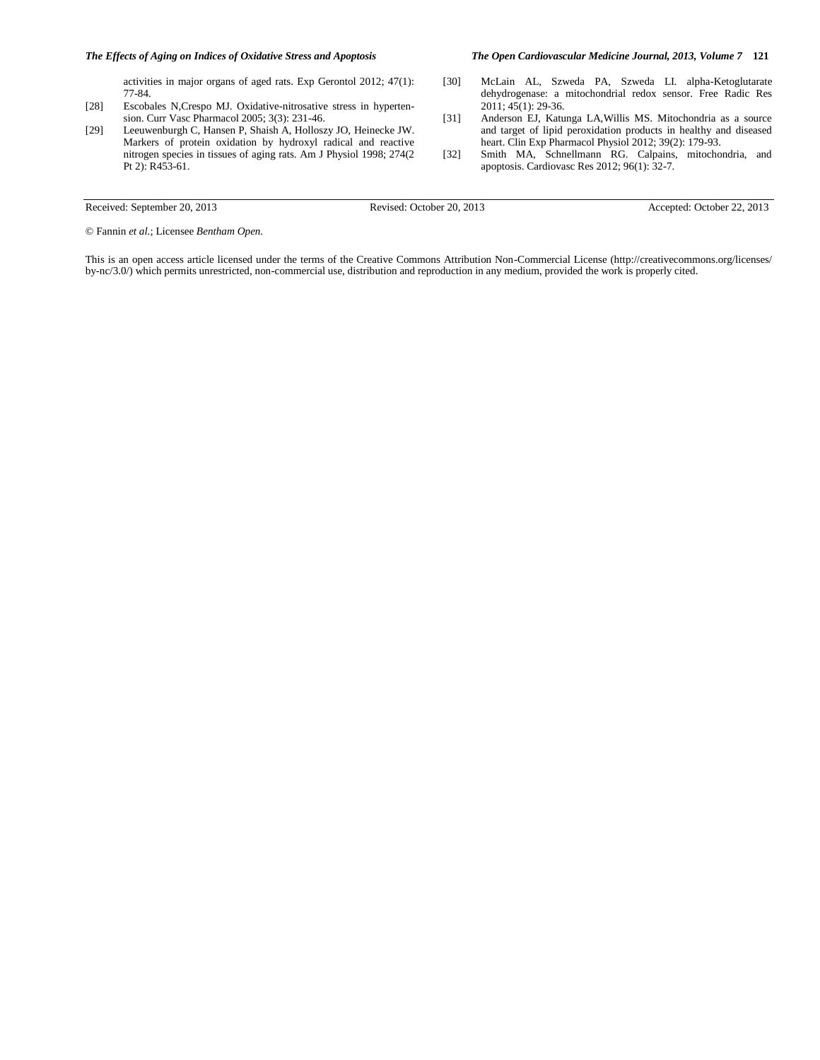activities in major organs of aged rats. Exp Gerontol 2012; 47(1): 77-84.

[28] Escobales N,Crespo MJ. Oxidative-nitrosative stress in hypertension. Curr Vasc Pharmacol 2005; 3(3): 231-46.

[29] Leeuwenburgh C, Hansen P, Shaish A, Holloszy JO, Heinecke JW. Markers of protein oxidation by hydroxyl radical and reactive nitrogen species in tissues of aging rats. Am J Physiol 1998; 274(2 Pt 2): R453-61.

[30] McLain AL, Szweda PA, Szweda LI. alpha-Ketoglutarate dehydrogenase: a mitochondrial redox sensor. Free Radic Res 2011; 45(1): 29-36.

[31] Anderson EJ, Katunga LA,Willis MS. Mitochondria as a source and target of lipid peroxidation products in healthy and diseased heart. Clin Exp Pharmacol Physiol 2012; 39(2): 179-93.

[32] Smith MA, Schnellmann RG. Calpains, mitochondria, and apoptosis. Cardiovasc Res 2012; 96(1): 32-7.

Received: September 20, 2013 Revised: October 20, 2013 Accepted: October 22, 2013

© Fannin *et al.*; Licensee *Bentham Open.*

This is an open access article licensed under the terms of the Creative Commons Attribution Non-Commercial License (http://creativecommons.org/licenses/by-nc/3.0/) which permits unrestricted, non-commercial use, distribution and reproduction in any medium, provided the work is properly cited.